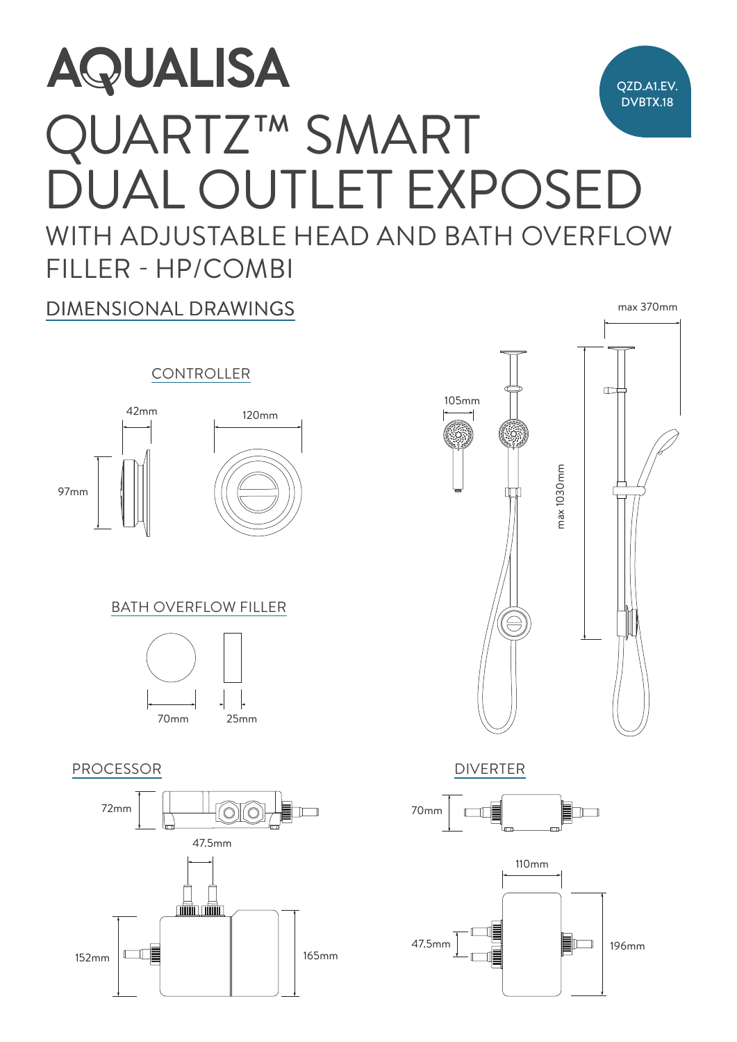# AQUALISA

QZD.A1.EV.
DVBTX.18

# QUARTZ™ SMART DUAL OUTLET EXPOSED

## WITH ADJUSTABLE HEAD AND BATH OVERFLOW FILLER - HP/COMBI

## DIMENSIONAL DRAWINGS

### CONTROLLER

42mm

120mm

97mm

### BATH OVERFLOW FILLER

70mm

25mm

max 370mm

105mm

max 1030mm

### PROCESSOR

72mm

47.5mm

152mm

165mm

### DIVERTER

70mm

110mm

47.5mm

196mm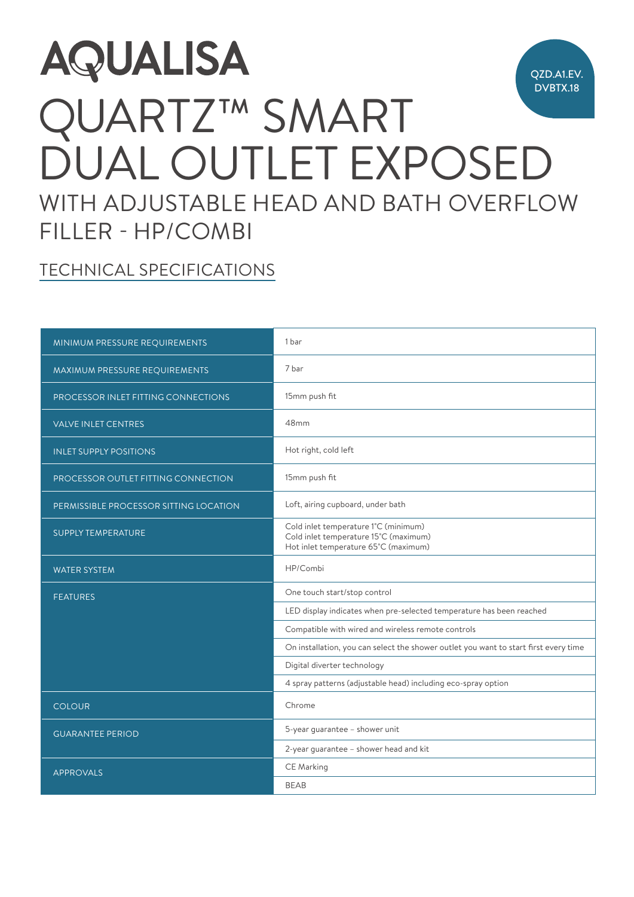# AQUALISA

QZD.A1.EV.
DVBTX.18

# QUARTZ™ SMART DUAL OUTLET EXPOSED

## WITH ADJUSTABLE HEAD AND BATH OVERFLOW FILLER - HP/COMBI

### TECHNICAL SPECIFICATIONS

| | |
|---|---|
| MINIMUM PRESSURE REQUIREMENTS | 1 bar |
| MAXIMUM PRESSURE REQUIREMENTS | 7 bar |
| PROCESSOR INLET FITTING CONNECTIONS | 15mm push fit |
| VALVE INLET CENTRES | 48mm |
| INLET SUPPLY POSITIONS | Hot right, cold left |
| PROCESSOR OUTLET FITTING CONNECTION | 15mm push fit |
| PERMISSIBLE PROCESSOR SITTING LOCATION | Loft, airing cupboard, under bath |
| SUPPLY TEMPERATURE | Cold inlet temperature 1°C (minimum)<br>Cold inlet temperature 15°C (maximum)<br>Hot inlet temperature 65°C (maximum) |
| WATER SYSTEM | HP/Combi |
| FEATURES | One touch start/stop control |
| | LED display indicates when pre-selected temperature has been reached |
| | Compatible with wired and wireless remote controls |
| | On installation, you can select the shower outlet you want to start first every time |
| | Digital diverter technology |
| | 4 spray patterns (adjustable head) including eco-spray option |
| COLOUR | Chrome |
| GUARANTEE PERIOD | 5-year guarantee – shower unit |
| | 2-year guarantee – shower head and kit |
| APPROVALS | CE Marking |
| | BEAB |